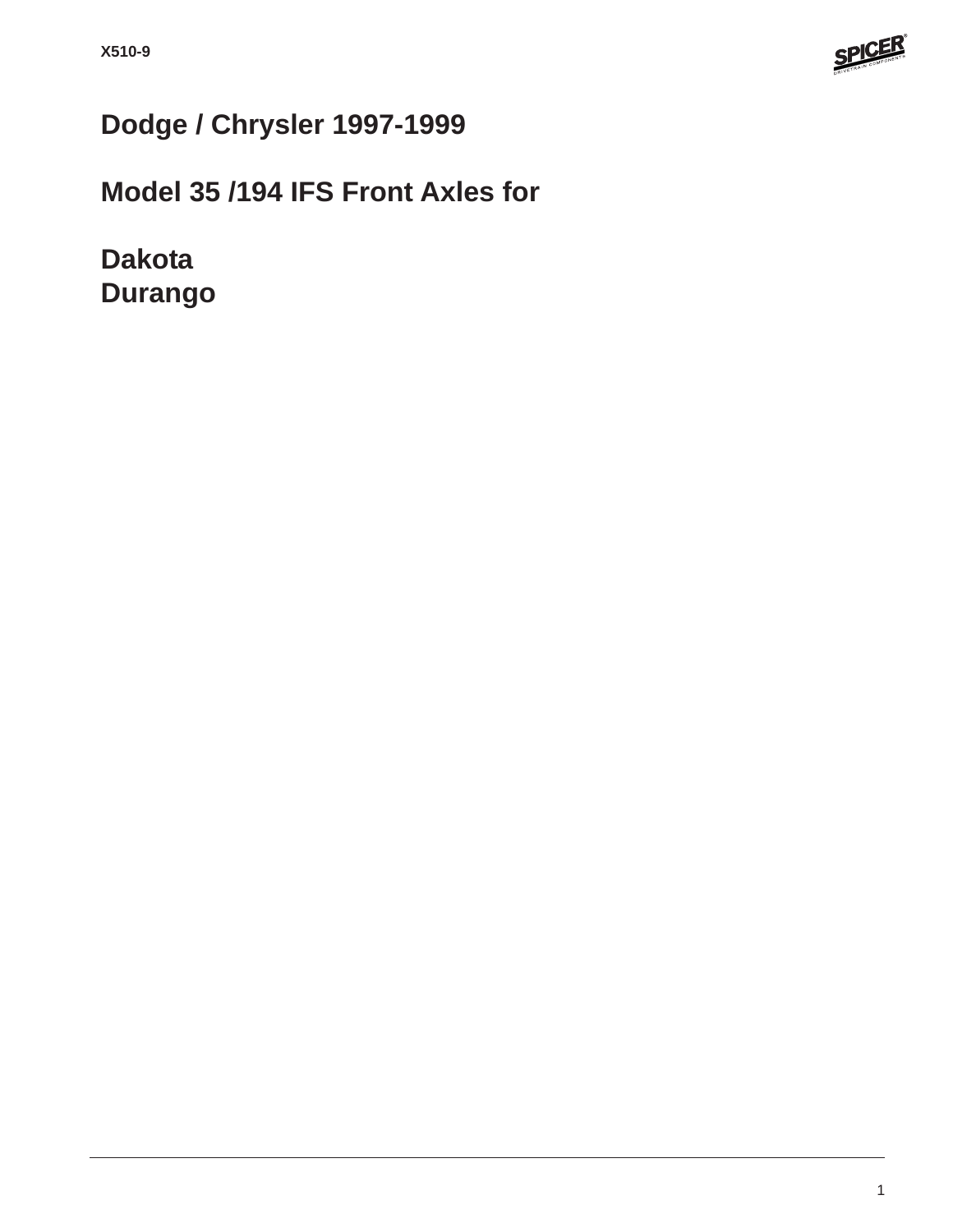# Dodge / Chrysler 1997-1999

## Model 35 /194 IFS Front Axles for

## Dakota
## Durango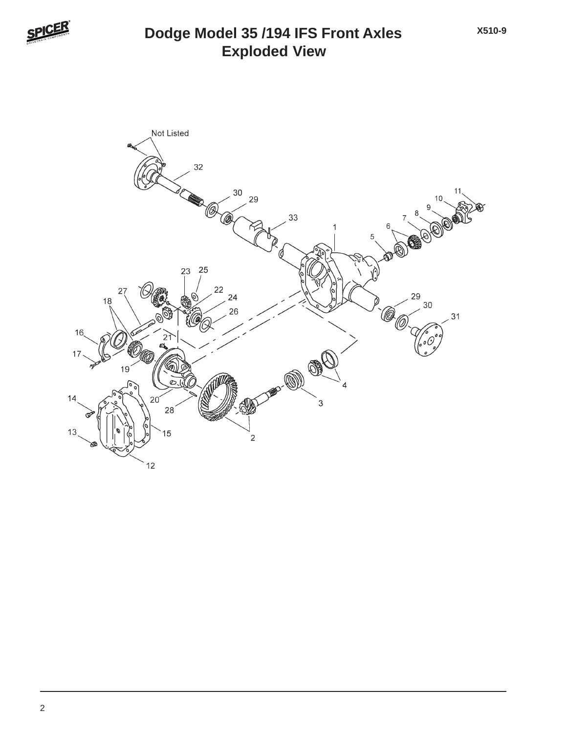# Dodge Model 35 /194 IFS Front Axles Exploded View

X510-9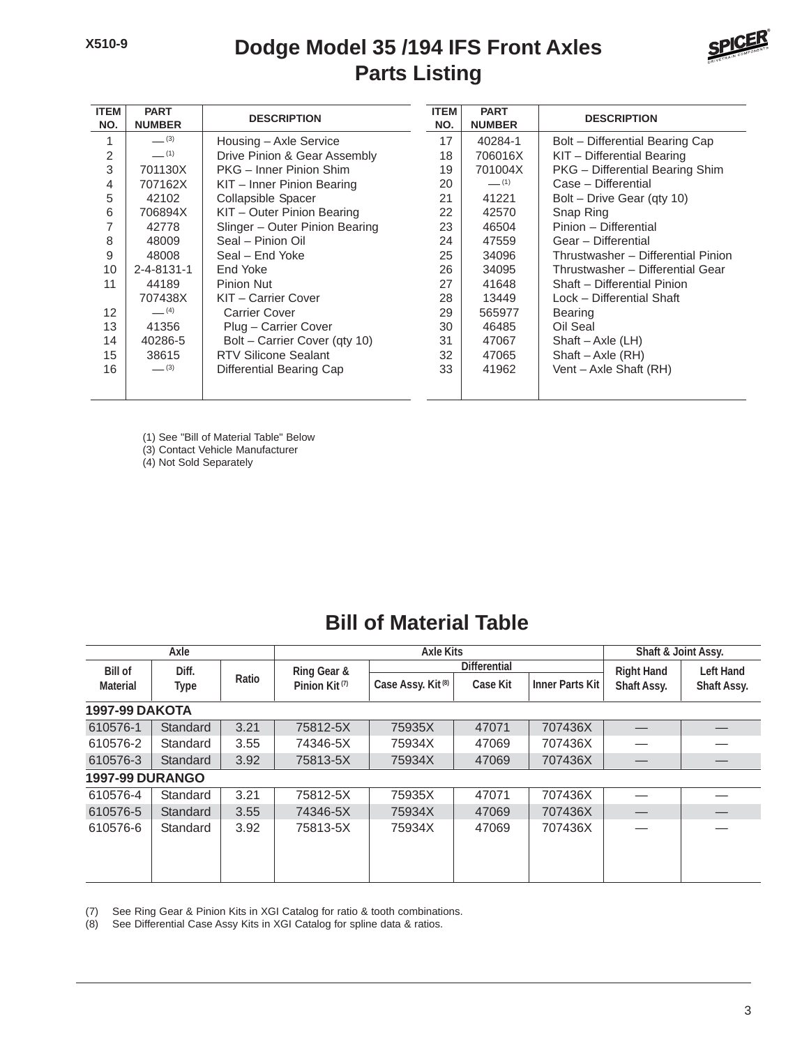# Dodge Model 35 /194 IFS Front Axles Parts Listing

| ITEM NO. | PART NUMBER | DESCRIPTION |
|---|---|---|
| 1 | — (3) | Housing – Axle Service |
| 2 | — (1) | Drive Pinion & Gear Assembly |
| 3 | 701130X | PKG – Inner Pinion Shim |
| 4 | 707162X | KIT – Inner Pinion Bearing |
| 5 | 42102 | Collapsible Spacer |
| 6 | 706894X | KIT – Outer Pinion Bearing |
| 7 | 42778 | Slinger – Outer Pinion Bearing |
| 8 | 48009 | Seal – Pinion Oil |
| 9 | 48008 | Seal – End Yoke |
| 10 | 2-4-8131-1 | End Yoke |
| 11 | 44189 | Pinion Nut |
| | 707438X | KIT – Carrier Cover |
| 12 | — (4) | Carrier Cover |
| 13 | 41356 | Plug – Carrier Cover |
| 14 | 40286-5 | Bolt – Carrier Cover (qty 10) |
| 15 | 38615 | RTV Silicone Sealant |
| 16 | — (3) | Differential Bearing Cap |
| 17 | 40284-1 | Bolt – Differential Bearing Cap |
| 18 | 706016X | KIT – Differential Bearing |
| 19 | 701004X | PKG – Differential Bearing Shim |
| 20 | — (1) | Case – Differential |
| 21 | 41221 | Bolt – Drive Gear (qty 10) |
| 22 | 42570 | Snap Ring |
| 23 | 46504 | Pinion – Differential |
| 24 | 47559 | Gear – Differential |
| 25 | 34096 | Thrustwasher – Differential Pinion |
| 26 | 34095 | Thrustwasher – Differential Gear |
| 27 | 41648 | Shaft – Differential Pinion |
| 28 | 13449 | Lock – Differential Shaft |
| 29 | 565977 | Bearing |
| 30 | 46485 | Oil Seal |
| 31 | 47067 | Shaft – Axle (LH) |
| 32 | 47065 | Shaft – Axle (RH) |
| 33 | 41962 | Vent – Axle Shaft (RH) |

(1) See "Bill of Material Table" Below
(3) Contact Vehicle Manufacturer
(4) Not Sold Separately

## Bill of Material Table

| Axle | | | Axle Kits | | | | Shaft & Joint Assy. | |
|---|---|---|---|---|---|---|---|---|
| | | | | Differential | | | | |
| Bill of Material | Diff. Type | Ratio | Ring Gear & Pinion Kit (7) | Case Assy. Kit (8) | Case Kit | Inner Parts Kit | Right Hand Shaft Assy. | Left Hand Shaft Assy. |
| **1997-99 DAKOTA** | | | | | | | | |
| 610576-1 | Standard | 3.21 | 75812-5X | 75935X | 47071 | 707436X | — | — |
| 610576-2 | Standard | 3.55 | 74346-5X | 75934X | 47069 | 707436X | — | — |
| 610576-3 | Standard | 3.92 | 75813-5X | 75934X | 47069 | 707436X | — | — |
| **1997-99 DURANGO** | | | | | | | | |
| 610576-4 | Standard | 3.21 | 75812-5X | 75935X | 47071 | 707436X | — | — |
| 610576-5 | Standard | 3.55 | 74346-5X | 75934X | 47069 | 707436X | — | — |
| 610576-6 | Standard | 3.92 | 75813-5X | 75934X | 47069 | 707436X | — | — |

(7) See Ring Gear & Pinion Kits in XGI Catalog for ratio & tooth combinations.
(8) See Differential Case Assy Kits in XGI Catalog for spline data & ratios.